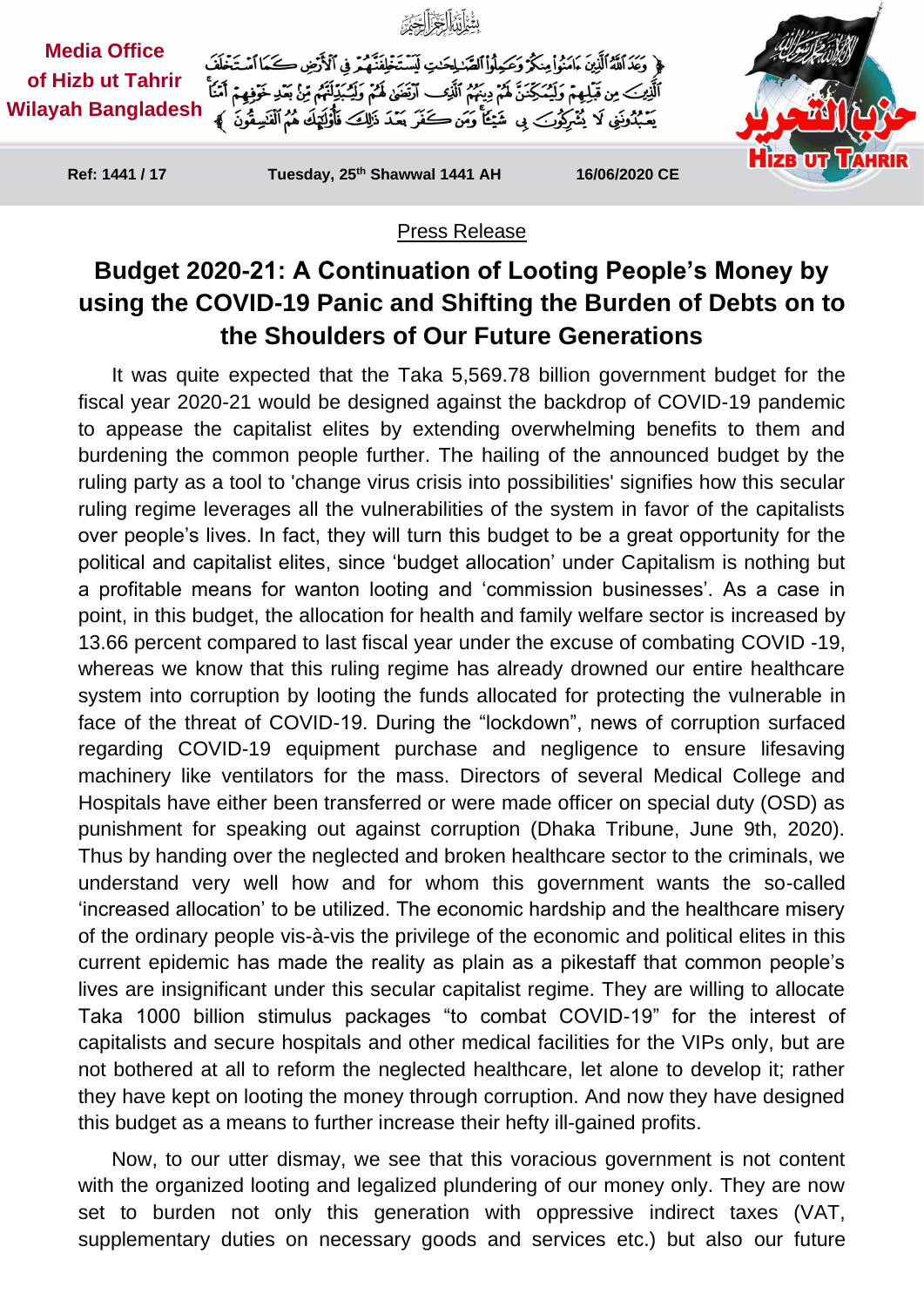Media Office of Hizb ut Tahrir Wilayah Bangladesh

بِسْمِ اللَّهِ الرَّحْمَٰنِ الرَّحِيمِ

﴿ وَعَدَ اللَّهُ الَّذِينَ آمَنُوا مِنكُمْ وَعَمِلُوا الصَّالِحَاتِ لَيَسْتَخْلِفَنَّهُمْ فِي الْأَرْضِ كَمَا اسْتَخْلَفَ الَّذِينَ مِن قَبْلِهِمْ وَلَيُمَكِّنَنَّ لَهُمْ دِينَهُمُ الَّذِي ارْتَضَىٰ لَهُمْ وَلَيُبَدِّلَنَّهُم مِّن بَعْدِ خَوْفِهِمْ أَمْنًا يَعْبُدُونَنِي لَا يُشْرِكُونَ بِي شَيْئًا وَمَن كَفَرَ بَعْدَ ذَٰلِكَ فَأُولَٰئِكَ هُمُ الْفَاسِقُونَ ﴾

Ref: 1441 / 17 | Tuesday, 25th Shawwal 1441 AH | 16/06/2020 CE

Press Release

# Budget 2020-21: A Continuation of Looting People's Money by using the COVID-19 Panic and Shifting the Burden of Debts on to the Shoulders of Our Future Generations

It was quite expected that the Taka 5,569.78 billion government budget for the fiscal year 2020-21 would be designed against the backdrop of COVID-19 pandemic to appease the capitalist elites by extending overwhelming benefits to them and burdening the common people further. The hailing of the announced budget by the ruling party as a tool to 'change virus crisis into possibilities' signifies how this secular ruling regime leverages all the vulnerabilities of the system in favor of the capitalists over people's lives. In fact, they will turn this budget to be a great opportunity for the political and capitalist elites, since 'budget allocation' under Capitalism is nothing but a profitable means for wanton looting and 'commission businesses'. As a case in point, in this budget, the allocation for health and family welfare sector is increased by 13.66 percent compared to last fiscal year under the excuse of combating COVID -19, whereas we know that this ruling regime has already drowned our entire healthcare system into corruption by looting the funds allocated for protecting the vulnerable in face of the threat of COVID-19. During the "lockdown", news of corruption surfaced regarding COVID-19 equipment purchase and negligence to ensure lifesaving machinery like ventilators for the mass. Directors of several Medical College and Hospitals have either been transferred or were made officer on special duty (OSD) as punishment for speaking out against corruption (Dhaka Tribune, June 9th, 2020). Thus by handing over the neglected and broken healthcare sector to the criminals, we understand very well how and for whom this government wants the so-called 'increased allocation' to be utilized. The economic hardship and the healthcare misery of the ordinary people vis-à-vis the privilege of the economic and political elites in this current epidemic has made the reality as plain as a pikestaff that common people's lives are insignificant under this secular capitalist regime. They are willing to allocate Taka 1000 billion stimulus packages "to combat COVID-19" for the interest of capitalists and secure hospitals and other medical facilities for the VIPs only, but are not bothered at all to reform the neglected healthcare, let alone to develop it; rather they have kept on looting the money through corruption. And now they have designed this budget as a means to further increase their hefty ill-gained profits.

Now, to our utter dismay, we see that this voracious government is not content with the organized looting and legalized plundering of our money only. They are now set to burden not only this generation with oppressive indirect taxes (VAT, supplementary duties on necessary goods and services etc.) but also our future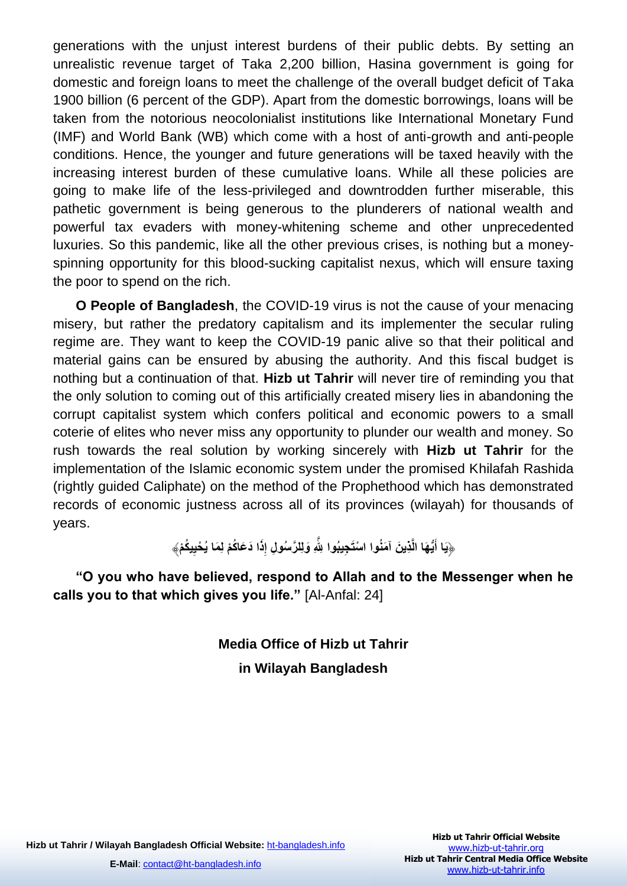generations with the unjust interest burdens of their public debts. By setting an unrealistic revenue target of Taka 2,200 billion, Hasina government is going for domestic and foreign loans to meet the challenge of the overall budget deficit of Taka 1900 billion (6 percent of the GDP). Apart from the domestic borrowings, loans will be taken from the notorious neocolonialist institutions like International Monetary Fund (IMF) and World Bank (WB) which come with a host of anti-growth and anti-people conditions. Hence, the younger and future generations will be taxed heavily with the increasing interest burden of these cumulative loans. While all these policies are going to make life of the less-privileged and downtrodden further miserable, this pathetic government is being generous to the plunderers of national wealth and powerful tax evaders with money-whitening scheme and other unprecedented luxuries. So this pandemic, like all the other previous crises, is nothing but a money-spinning opportunity for this blood-sucking capitalist nexus, which will ensure taxing the poor to spend on the rich.

**O People of Bangladesh**, the COVID-19 virus is not the cause of your menacing misery, but rather the predatory capitalism and its implementer the secular ruling regime are. They want to keep the COVID-19 panic alive so that their political and material gains can be ensured by abusing the authority. And this fiscal budget is nothing but a continuation of that. **Hizb ut Tahrir** will never tire of reminding you that the only solution to coming out of this artificially created misery lies in abandoning the corrupt capitalist system which confers political and economic powers to a small coterie of elites who never miss any opportunity to plunder our wealth and money. So rush towards the real solution by working sincerely with **Hizb ut Tahrir** for the implementation of the Islamic economic system under the promised Khilafah Rashida (rightly guided Caliphate) on the method of the Prophethood which has demonstrated records of economic justness across all of its provinces (wilayah) for thousands of years.

﴿يَا أَيُّهَا الَّذِينَ آمَنُوا اسْتَجِيبُوا لِلَّهِ وَلِلرَّسُولِ إِذَا دَعَاكُمْ لِمَا يُحْيِيكُمْ﴾

**"O you who have believed, respond to Allah and to the Messenger when he calls you to that which gives you life."** [Al-Anfal: 24]

**Media Office of Hizb ut Tahrir**
**in Wilayah Bangladesh**

**Hizb ut Tahrir / Wilayah Bangladesh Official Website:** ht-bangladesh.info

**E-Mail**: contact@ht-bangladesh.info

**Hizb ut Tahrir Official Website**
www.hizb-ut-tahrir.org
**Hizb ut Tahrir Central Media Office Website**
www.hizb-ut-tahrir.info